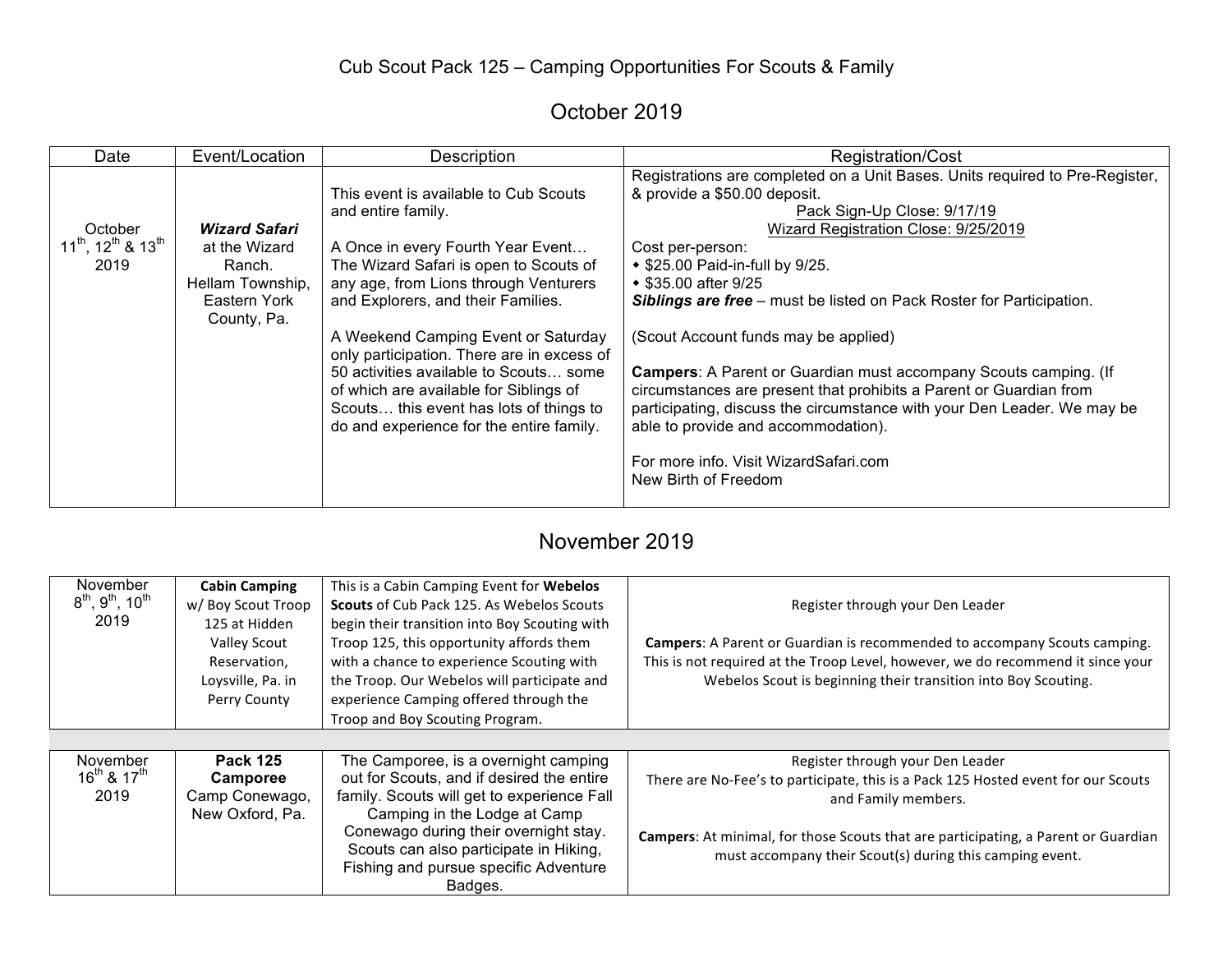# Cub Scout Pack 125 – Camping Opportunities For Scouts & Family

## October 2019

| Date | Event/Location | Description | Registration/Cost |
|---|---|---|---|
| October 11th, 12th & 13th 2019 | ***Wizard Safari*** at the Wizard Ranch. Hellam Township, Eastern York County, Pa. | This event is available to Cub Scouts and entire family.<br><br>A Once in every Fourth Year Event… The Wizard Safari is open to Scouts of any age, from Lions through Venturers and Explorers, and their Families.<br><br>A Weekend Camping Event or Saturday only participation. There are in excess of 50 activities available to Scouts… some of which are available for Siblings of Scouts… this event has lots of things to do and experience for the entire family. | Registrations are completed on a Unit Bases. Units required to Pre-Register, & provide a $50.00 deposit.<br>Pack Sign-Up Close: 9/17/19<br>Wizard Registration Close: 9/25/2019<br>Cost per-person:<br>• $25.00 Paid-in-full by 9/25.<br>• $35.00 after 9/25<br>***Siblings are free*** – must be listed on Pack Roster for Participation.<br><br>(Scout Account funds may be applied)<br><br>**Campers**: A Parent or Guardian must accompany Scouts camping. (If circumstances are present that prohibits a Parent or Guardian from participating, discuss the circumstance with your Den Leader. We may be able to provide and accommodation).<br><br>For more info. Visit WizardSafari.com<br>New Birth of Freedom |

## November 2019

| Date | Event/Location | Description | Registration/Cost |
|---|---|---|---|
| November 8th, 9th, 10th 2019 | **Cabin Camping** w/ Boy Scout Troop 125 at Hidden Valley Scout Reservation, Loysville, Pa. in Perry County | This is a Cabin Camping Event for **Webelos Scouts** of Cub Pack 125. As Webelos Scouts begin their transition into Boy Scouting with Troop 125, this opportunity affords them with a chance to experience Scouting with the Troop. Our Webelos will participate and experience Camping offered through the Troop and Boy Scouting Program. | Register through your Den Leader<br><br>**Campers**: A Parent or Guardian is recommended to accompany Scouts camping. This is not required at the Troop Level, however, we do recommend it since your Webelos Scout is beginning their transition into Boy Scouting. |
| November 16th & 17th 2019 | **Pack 125 Camporee** Camp Conewago, New Oxford, Pa. | The Camporee, is a overnight camping out for Scouts, and if desired the entire family. Scouts will get to experience Fall Camping in the Lodge at Camp Conewago during their overnight stay. Scouts can also participate in Hiking, Fishing and pursue specific Adventure Badges. | Register through your Den Leader<br>There are No-Fee's to participate, this is a Pack 125 Hosted event for our Scouts and Family members.<br><br>**Campers**: At minimal, for those Scouts that are participating, a Parent or Guardian must accompany their Scout(s) during this camping event. |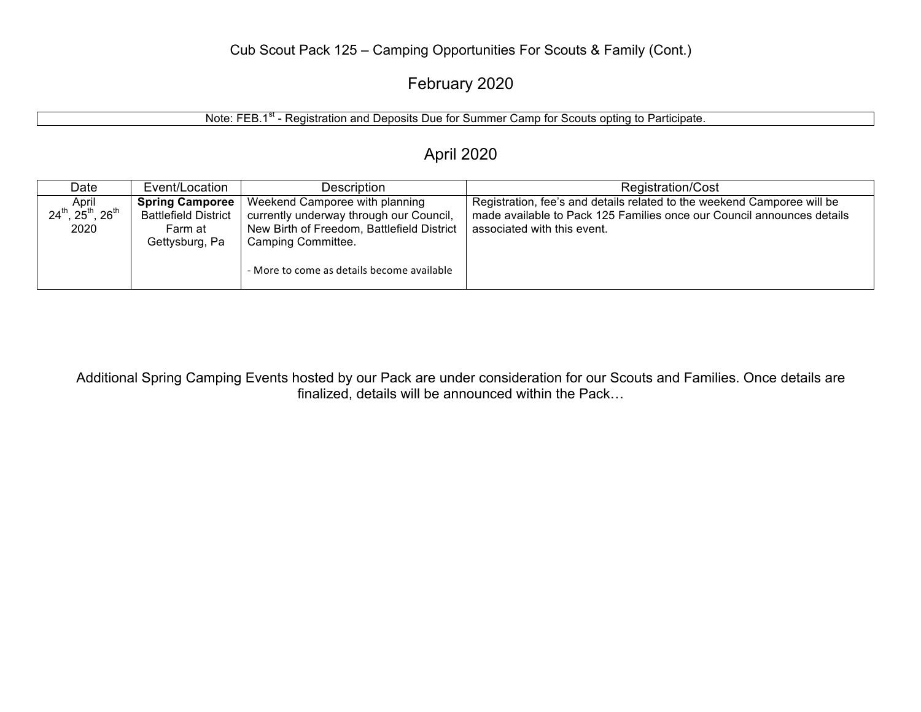Cub Scout Pack 125 – Camping Opportunities For Scouts & Family (Cont.)

## February 2020

| Note: FEB.1st - Registration and Deposits Due for Summer Camp for Scouts opting to Participate. |
|---|

## April 2020

| Date | Event/Location | Description | Registration/Cost |
|---|---|---|---|
| April 24th, 25th, 26th 2020 | **Spring Camporee** Battlefield District Farm at Gettysburg, Pa | Weekend Camporee with planning currently underway through our Council, New Birth of Freedom, Battlefield District Camping Committee.<br><br>- More to come as details become available | Registration, fee's and details related to the weekend Camporee will be made available to Pack 125 Families once our Council announces details associated with this event. |

Additional Spring Camping Events hosted by our Pack are under consideration for our Scouts and Families. Once details are finalized, details will be announced within the Pack…